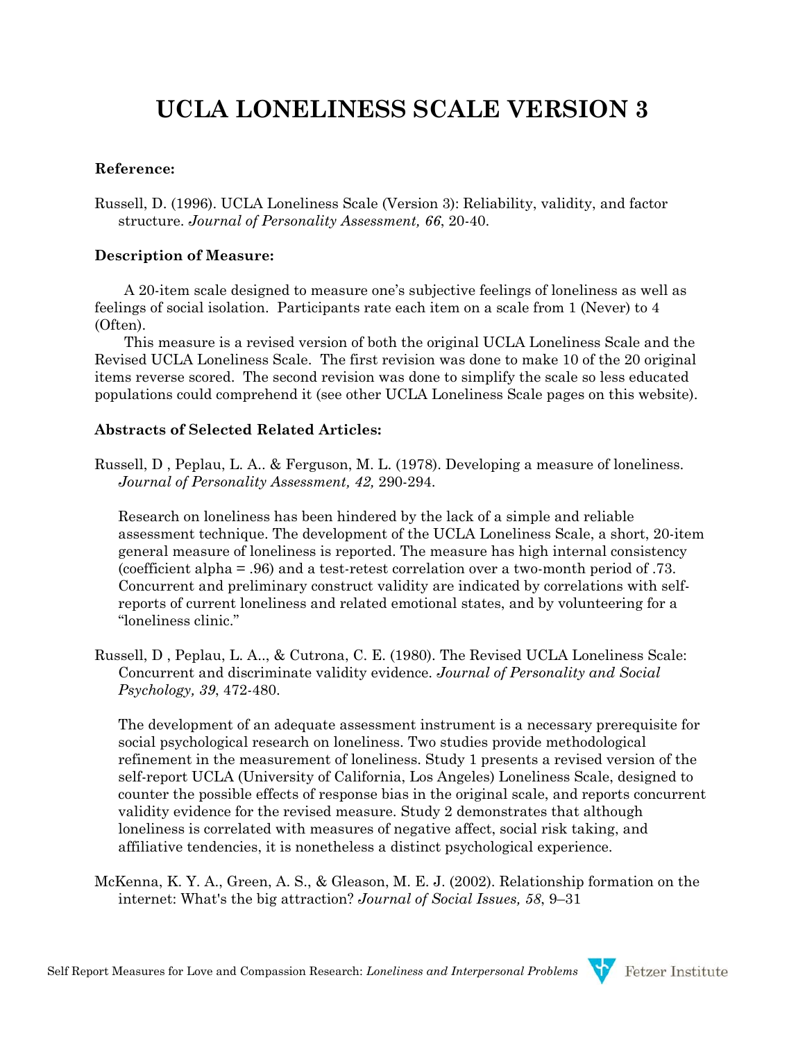# UCLA LONELINESS SCALE VERSION 3

**Reference:**

Russell, D. (1996). UCLA Loneliness Scale (Version 3): Reliability, validity, and factor structure. *Journal of Personality Assessment, 66*, 20-40.

**Description of Measure:**

A 20-item scale designed to measure one's subjective feelings of loneliness as well as feelings of social isolation. Participants rate each item on a scale from 1 (Never) to 4 (Often).

This measure is a revised version of both the original UCLA Loneliness Scale and the Revised UCLA Loneliness Scale. The first revision was done to make 10 of the 20 original items reverse scored. The second revision was done to simplify the scale so less educated populations could comprehend it (see other UCLA Loneliness Scale pages on this website).

**Abstracts of Selected Related Articles:**

Russell, D , Peplau, L. A.. & Ferguson, M. L. (1978). Developing a measure of loneliness. *Journal of Personality Assessment, 42,* 290-294.

> Research on loneliness has been hindered by the lack of a simple and reliable assessment technique. The development of the UCLA Loneliness Scale, a short, 20-item general measure of loneliness is reported. The measure has high internal consistency (coefficient alpha = .96) and a test-retest correlation over a two-month period of .73. Concurrent and preliminary construct validity are indicated by correlations with self-reports of current loneliness and related emotional states, and by volunteering for a "loneliness clinic."

Russell, D , Peplau, L. A.., & Cutrona, C. E. (1980). The Revised UCLA Loneliness Scale: Concurrent and discriminate validity evidence. *Journal of Personality and Social Psychology, 39*, 472-480.

> The development of an adequate assessment instrument is a necessary prerequisite for social psychological research on loneliness. Two studies provide methodological refinement in the measurement of loneliness. Study 1 presents a revised version of the self-report UCLA (University of California, Los Angeles) Loneliness Scale, designed to counter the possible effects of response bias in the original scale, and reports concurrent validity evidence for the revised measure. Study 2 demonstrates that although loneliness is correlated with measures of negative affect, social risk taking, and affiliative tendencies, it is nonetheless a distinct psychological experience.

McKenna, K. Y. A., Green, A. S., & Gleason, M. E. J. (2002). Relationship formation on the internet: What's the big attraction? *Journal of Social Issues, 58*, 9–31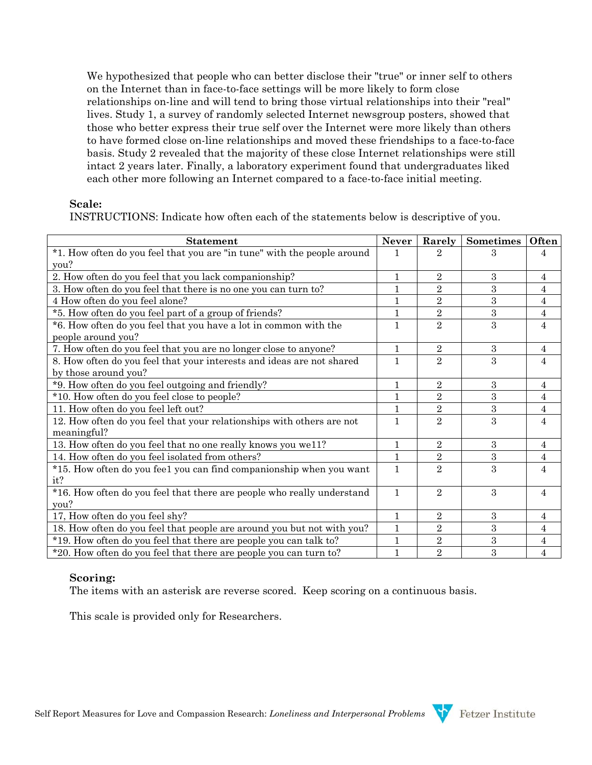We hypothesized that people who can better disclose their "true" or inner self to others on the Internet than in face-to-face settings will be more likely to form close relationships on-line and will tend to bring those virtual relationships into their "real" lives. Study 1, a survey of randomly selected Internet newsgroup posters, showed that those who better express their true self over the Internet were more likely than others to have formed close on-line relationships and moved these friendships to a face-to-face basis. Study 2 revealed that the majority of these close Internet relationships were still intact 2 years later. Finally, a laboratory experiment found that undergraduates liked each other more following an Internet compared to a face-to-face initial meeting.

**Scale:**
INSTRUCTIONS: Indicate how often each of the statements below is descriptive of you.

| Statement | Never | Rarely | Sometimes | Often |
|---|---|---|---|---|
| *1. How often do you feel that you are "in tune" with the people around you? | 1 | 2 | 3 | 4 |
| 2. How often do you feel that you lack companionship? | 1 | 2 | 3 | 4 |
| 3. How often do you feel that there is no one you can turn to? | 1 | 2 | 3 | 4 |
| 4 How often do you feel alone? | 1 | 2 | 3 | 4 |
| *5. How often do you feel part of a group of friends? | 1 | 2 | 3 | 4 |
| *6. How often do you feel that you have a lot in common with the people around you? | 1 | 2 | 3 | 4 |
| 7. How often do you feel that you are no longer close to anyone? | 1 | 2 | 3 | 4 |
| 8. How often do you feel that your interests and ideas are not shared by those around you? | 1 | 2 | 3 | 4 |
| *9. How often do you feel outgoing and friendly? | 1 | 2 | 3 | 4 |
| *10. How often do you feel close to people? | 1 | 2 | 3 | 4 |
| 11. How often do you feel left out? | 1 | 2 | 3 | 4 |
| 12. How often do you feel that your relationships with others are not meaningful? | 1 | 2 | 3 | 4 |
| 13. How often do you feel that no one really knows you we11? | 1 | 2 | 3 | 4 |
| 14. How often do you feel isolated from others? | 1 | 2 | 3 | 4 |
| *15. How often do you fee1 you can find companionship when you want it? | 1 | 2 | 3 | 4 |
| *16. How often do you feel that there are people who really understand you? | 1 | 2 | 3 | 4 |
| 17, How often do you feel shy? | 1 | 2 | 3 | 4 |
| 18. How often do you feel that people are around you but not with you? | 1 | 2 | 3 | 4 |
| *19. How often do you feel that there are people you can talk to? | 1 | 2 | 3 | 4 |
| *20. How often do you feel that there are people you can turn to? | 1 | 2 | 3 | 4 |

**Scoring:**
The items with an asterisk are reverse scored. Keep scoring on a continuous basis.

This scale is provided only for Researchers.